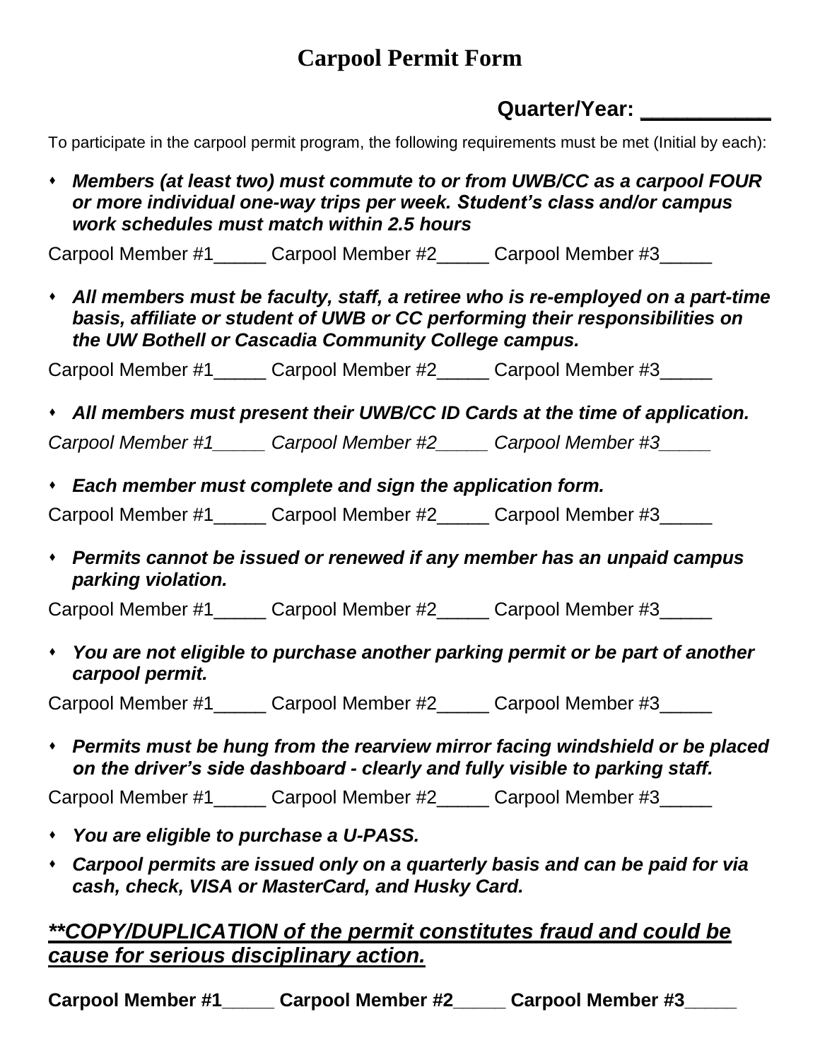# Carpool Permit Form

**Quarter/Year: ___________**

To participate in the carpool permit program, the following requirements must be met (Initial by each):

- ***Members (at least two) must commute to or from UWB/CC as a carpool FOUR or more individual one-way trips per week. Student's class and/or campus work schedules must match within 2.5 hours***

Carpool Member #1_____ Carpool Member #2_____ Carpool Member #3_____

- ***All members must be faculty, staff, a retiree who is re-employed on a part-time basis, affiliate or student of UWB or CC performing their responsibilities on the UW Bothell or Cascadia Community College campus.***

Carpool Member #1_____ Carpool Member #2_____ Carpool Member #3_____

- ***All members must present their UWB/CC ID Cards at the time of application.***

*Carpool Member #1_____ Carpool Member #2_____ Carpool Member #3_____*

- ***Each member must complete and sign the application form.***

Carpool Member #1_____ Carpool Member #2_____ Carpool Member #3_____

- ***Permits cannot be issued or renewed if any member has an unpaid campus parking violation.***

Carpool Member #1_____ Carpool Member #2_____ Carpool Member #3_____

- ***You are not eligible to purchase another parking permit or be part of another carpool permit.***

Carpool Member #1_____ Carpool Member #2_____ Carpool Member #3_____

- ***Permits must be hung from the rearview mirror facing windshield or be placed on the driver's side dashboard - clearly and fully visible to parking staff.***

Carpool Member #1_____ Carpool Member #2_____ Carpool Member #3_____

- ***You are eligible to purchase a U-PASS.***
- ***Carpool permits are issued only on a quarterly basis and can be paid for via cash, check, VISA or MasterCard, and Husky Card.***

## ***<u>**COPY/DUPLICATION of the permit constitutes fraud and could be cause for serious disciplinary action.</u>***

**Carpool Member #1_____ Carpool Member #2_____ Carpool Member #3_____**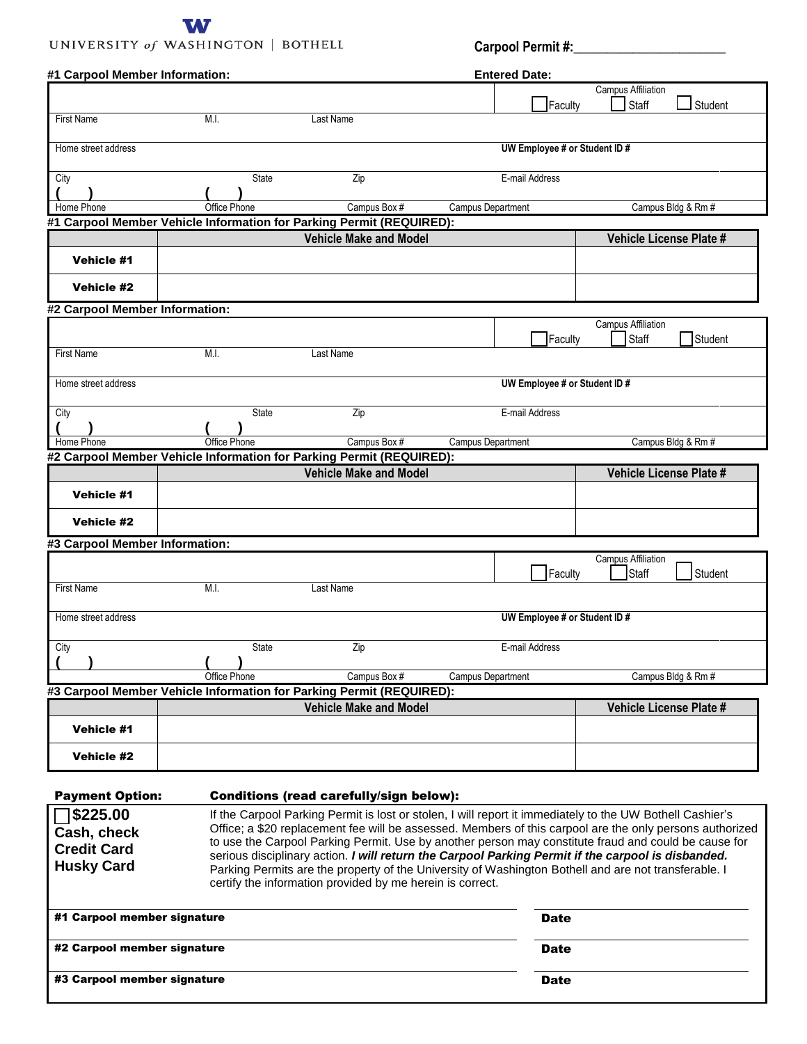UNIVERSITY of WASHINGTON | BOTHELL

**Carpool Permit #:**\_\_\_\_\_\_\_\_\_\_\_\_\_\_\_\_\_\_\_\_\_\_

**#1 Carpool Member Information:**

**Entered Date:**

Campus Affiliation ☐ Faculty ☐ Staff ☐ Student

First Name | M.I. | Last Name

Home street address | **UW Employee # or Student ID #**

City | State | Zip | E-mail Address

( ) Home Phone | ( ) Office Phone | Campus Box # | Campus Department | Campus Bldg & Rm #

**#1 Carpool Member Vehicle Information for Parking Permit (REQUIRED):**

| | Vehicle Make and Model | Vehicle License Plate # |
|---|---|---|
| **Vehicle #1** | | |
| **Vehicle #2** | | |

**#2 Carpool Member Information:**

Campus Affiliation ☐ Faculty ☐ Staff ☐ Student

First Name | M.I. | Last Name

Home street address | **UW Employee # or Student ID #**

City | State | Zip | E-mail Address

( ) Home Phone | ( ) Office Phone | Campus Box # | Campus Department | Campus Bldg & Rm #

**#2 Carpool Member Vehicle Information for Parking Permit (REQUIRED):**

| | Vehicle Make and Model | Vehicle License Plate # |
|---|---|---|
| **Vehicle #1** | | |
| **Vehicle #2** | | |

**#3 Carpool Member Information:**

Campus Affiliation ☐ Faculty ☐ Staff ☐ Student

First Name | M.I. | Last Name

Home street address | **UW Employee # or Student ID #**

City | State | Zip | E-mail Address

( ) | ( ) Office Phone | Campus Box # | Campus Department | Campus Bldg & Rm #

**#3 Carpool Member Vehicle Information for Parking Permit (REQUIRED):**

| | Vehicle Make and Model | Vehicle License Plate # |
|---|---|---|
| **Vehicle #1** | | |
| **Vehicle #2** | | |

**Payment Option:**

☐ **$225.00**
**Cash, check**
**Credit Card**
**Husky Card**

**Conditions (read carefully/sign below):**

If the Carpool Parking Permit is lost or stolen, I will report it immediately to the UW Bothell Cashier's Office; a $20 replacement fee will be assessed. Members of this carpool are the only persons authorized to use the Carpool Parking Permit. Use by another person may constitute fraud and could be cause for serious disciplinary action. ***I will return the Carpool Parking Permit if the carpool is disbanded.*** Parking Permits are the property of the University of Washington Bothell and are not transferable. I certify the information provided by me herein is correct.

**#1 Carpool member signature** \_\_\_\_\_\_\_\_\_\_\_\_ **Date** \_\_\_\_\_\_\_\_

**#2 Carpool member signature** \_\_\_\_\_\_\_\_\_\_\_\_ **Date** \_\_\_\_\_\_\_\_

**#3 Carpool member signature** \_\_\_\_\_\_\_\_\_\_\_\_ **Date** \_\_\_\_\_\_\_\_